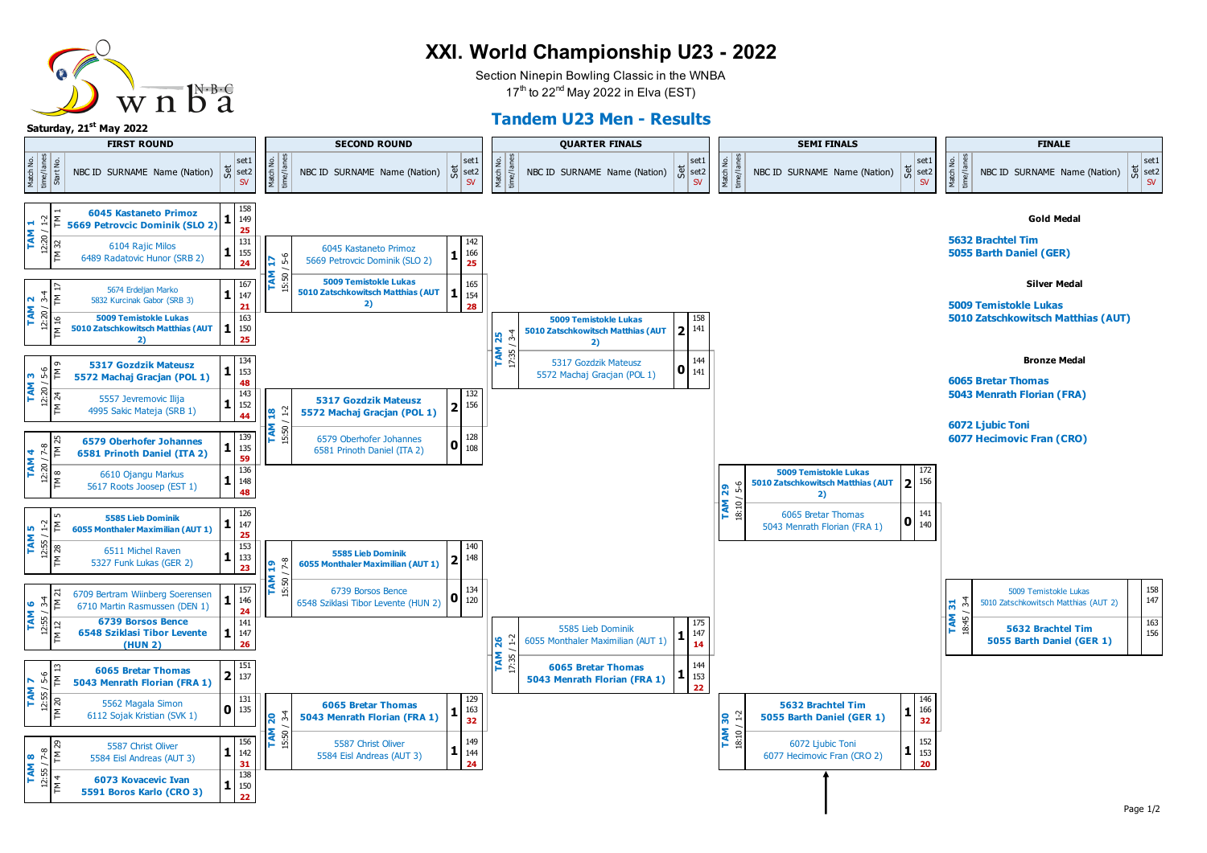# XXI. World Championship U23 - 2022

Section Ninepin Bowling Classic in the WNBA

17th to 22nd May 2022 in Elva (EST)

## Tandem U23 Men - Results

**Saturday, 21st May 2022**

### FIRST ROUND

| Match No. | time/lanes | Start No. | NBC ID SURNAME Name (Nation) | Set | set1 | set2 | SV |
|---|---|---|---|---|---|---|---|
| TAM 1 | 12:20 / 1-2 | TM 1 | **6045 Kastaneto Primoz / 5669 Petrovcic Dominik (SLO 2)** | 1 | 158 | 149 | 25 |
| | | TM 32 | 6104 Rajic Milos / 6489 Radatovic Hunor (SRB 2) | 1 | 131 | 155 | 24 |
| TAM 2 | 12:20 / 3-4 | TM 17 | 5674 Erdeljan Marko / 5832 Kurcinak Gabor (SRB 3) | 1 | 167 | 147 | 21 |
| | | TM 16 | **5009 Temistokle Lukas / 5010 Zatschkowitsch Matthias (AUT 2)** | 1 | 163 | 150 | 25 |
| TAM 3 | 12:20 / 5-6 | TM 9 | **5317 Gozdzik Mateusz / 5572 Machaj Gracjan (POL 1)** | 1 | 134 | 153 | 48 |
| | | TM 24 | 5557 Jevremovic Ilija / 4995 Sakic Mateja (SRB 1) | 1 | 143 | 152 | 44 |
| TAM 4 | 12:20 / 7-8 | TM 25 | **6579 Oberhofer Johannes / 6581 Prinoth Daniel (ITA 2)** | 1 | 139 | 135 | 59 |
| | | TM 8 | 6610 Ojangu Markus / 5617 Roots Joosep (EST 1) | 1 | 136 | 148 | 48 |
| TAM 5 | 12:55 / 1-2 | TM 5 | **5585 Lieb Dominik / 6055 Monthaler Maximilian (AUT 1)** | 1 | 126 | 147 | 25 |
| | | TM 28 | 6511 Michel Raven / 5327 Funk Lukas (GER 2) | 1 | 153 | 133 | 23 |
| TAM 6 | 12:55 / 3-4 | TM 21 | 6709 Bertram Wiinberg Soerensen / 6710 Martin Rasmussen (DEN 1) | 1 | 157 | 146 | 24 |
| | | TM 12 | **6739 Borsos Bence / 6548 Sziklasi Tibor Levente (HUN 2)** | 1 | 141 | 147 | 26 |
| TAM 7 | 12:55 / 5-6 | TM 13 | **6065 Bretar Thomas / 5043 Menrath Florian (FRA 1)** | 2 | 151 | 137 | |
| | | TM 20 | 5562 Magala Simon / 6112 Sojak Kristian (SVK 1) | 0 | 131 | 135 | |
| TAM 8 | 12:55 / 7-8 | TM 29 | 5587 Christ Oliver / 5584 Eisl Andreas (AUT 3) | 1 | 156 | 142 | 31 |
| | | TM 4 | **6073 Kovacevic Ivan / 5591 Boros Karlo (CRO 3)** | 1 | 138 | 150 | 22 |

### SECOND ROUND

| Match No. | time/lanes | NBC ID SURNAME Name (Nation) | Set | set1 | set2 | SV |
|---|---|---|---|---|---|---|
| TAM 17 | 15:50 / 5-6 | 6045 Kastaneto Primoz / 5669 Petrovcic Dominik (SLO 2) | 1 | 142 | 166 | 25 |
| | | **5009 Temistokle Lukas / 5010 Zatschkowitsch Matthias (AUT 2)** | 1 | 165 | 154 | 28 |
| TAM 18 | 15:50 / 1-2 | **5317 Gozdzik Mateusz / 5572 Machaj Gracjan (POL 1)** | 2 | 132 | 156 | |
| | | 6579 Oberhofer Johannes / 6581 Prinoth Daniel (ITA 2) | 0 | 128 | 108 | |
| TAM 19 | 15:50 / 7-8 | **5585 Lieb Dominik / 6055 Monthaler Maximilian (AUT 1)** | 2 | 140 | 148 | |
| | | 6739 Borsos Bence / 6548 Sziklasi Tibor Levente (HUN 2) | 0 | 134 | 120 | |
| TAM 20 | 15:50 / 3-4 | **6065 Bretar Thomas / 5043 Menrath Florian (FRA 1)** | 1 | 129 | 163 | 32 |
| | | 5587 Christ Oliver / 5584 Eisl Andreas (AUT 3) | 1 | 149 | 144 | 24 |

### QUARTER FINALS

| Match No. | time/lanes | NBC ID SURNAME Name (Nation) | Set | set1 | set2 | SV |
|---|---|---|---|---|---|---|
| TAM 25 | 17:35 / 3-4 | **5009 Temistokle Lukas / 5010 Zatschkowitsch Matthias (AUT 2)** | 2 | 158 | 141 | |
| | | 5317 Gozdzik Mateusz / 5572 Machaj Gracjan (POL 1) | 0 | 144 | 141 | |
| TAM 26 | 17:35 / 1-2 | 5585 Lieb Dominik / 6055 Monthaler Maximilian (AUT 1) | 1 | 175 | 147 | 14 |
| | | **6065 Bretar Thomas / 5043 Menrath Florian (FRA 1)** | 1 | 144 | 153 | 22 |

### SEMI FINALS

| Match No. | time/lanes | NBC ID SURNAME Name (Nation) | Set | set1 | set2 | SV |
|---|---|---|---|---|---|---|
| TAM 29 | 18:10 / 5-6 | **5009 Temistokle Lukas / 5010 Zatschkowitsch Matthias (AUT 2)** | 2 | 172 | 156 | |
| | | 6065 Bretar Thomas / 5043 Menrath Florian (FRA 1) | 0 | 141 | 140 | |
| TAM 30 | 18:10 / 1-2 | **5632 Brachtel Tim / 5055 Barth Daniel (GER 1)** | 1 | 146 | 166 | 32 |
| | | 6072 Ljubic Toni / 6077 Hecimovic Fran (CRO 2) | 1 | 152 | 153 | 20 |

### FINALE

| Match No. | time/lanes | NBC ID SURNAME Name (Nation) | Set | set1 | set2 | SV |
|---|---|---|---|---|---|---|
| TAM 31 | 18:45 / 3-4 | 5009 Temistokle Lukas / 5010 Zatschkowitsch Matthias (AUT 2) | | 158 | 147 | |
| | | **5632 Brachtel Tim / 5055 Barth Daniel (GER 1)** | | 163 | 156 | |

**Gold Medal**

5632 Brachtel Tim
5055 Barth Daniel (GER)

**Silver Medal**

5009 Temistokle Lukas
5010 Zatschkowitsch Matthias (AUT)

**Bronze Medal**

6065 Bretar Thomas
5043 Menrath Florian (FRA)

6072 Ljubic Toni
6077 Hecimovic Fran (CRO)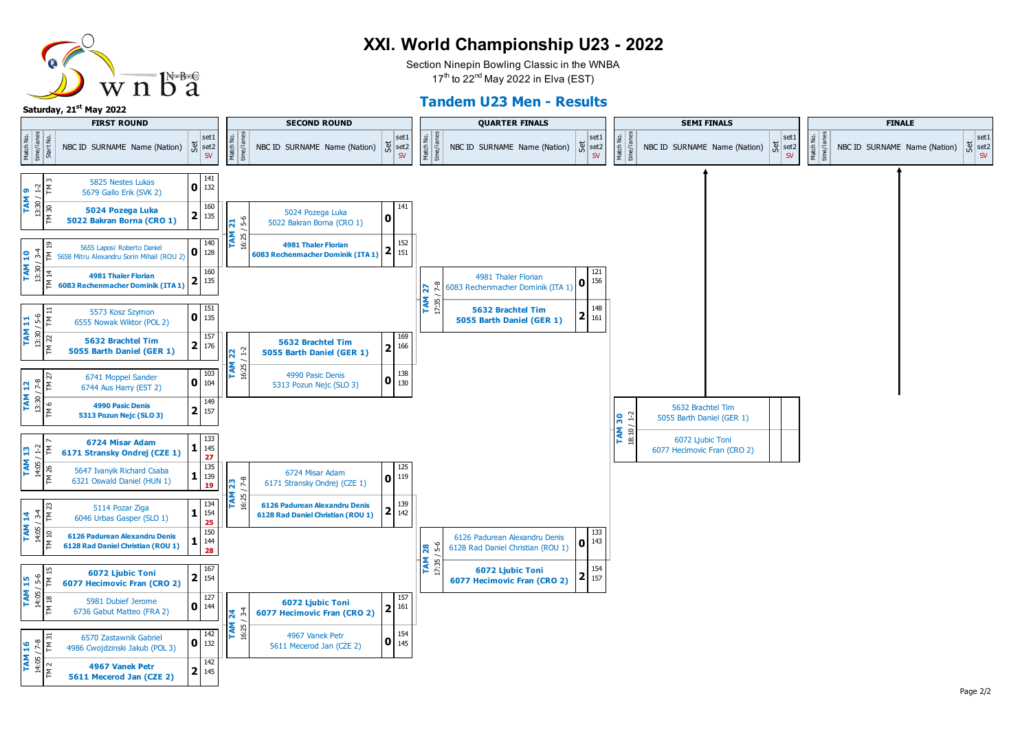# XXI. World Championship U23 - 2022

Section Ninepin Bowling Classic in the WNBA

17th to 22nd May 2022 in Elva (EST)

## Tandem U23 Men - Results

Saturday, 21st May 2022

### FIRST ROUND

| Match No. | time/lanes | Start No. | NBC ID SURNAME Name (Nation) | Set | set1 | set2 | SV |
|---|---|---|---|---|---|---|---|
| TAM 9 | 13:30 / 1-2 | TM 3 | 5825 Nestes Lukas / 5679 Gallo Erik (SVK 2) | 0 | 141 | 132 | |
| | | TM 30 | **5024 Pozega Luka / 5022 Bakran Borna (CRO 1)** | 2 | 160 | 135 | |
| TAM 10 | 13:30 / 3-4 | TM 19 | 5655 Laposi Roberto Daniel / 5658 Mitru Alexandru Sorin Mihail (ROU 2) | 0 | 140 | 128 | |
| | | TM 14 | **4981 Thaler Florian / 6083 Rechenmacher Dominik (ITA 1)** | 2 | 160 | 135 | |
| TAM 11 | 13:30 / 5-6 | TM 11 | 5573 Kosz Szymon / 6555 Nowak Wiktor (POL 2) | 0 | 151 | 135 | |
| | | TM 22 | **5632 Brachtel Tim / 5055 Barth Daniel (GER 1)** | 2 | 157 | 176 | |
| TAM 12 | 13:30 / 7-8 | TM 27 | 6741 Moppel Sander / 6744 Aus Harry (EST 2) | 0 | 103 | 104 | |
| | | TM 6 | **4990 Pasic Denis / 5313 Pozun Nejc (SLO 3)** | 2 | 149 | 157 | |
| TAM 13 | 14:05 / 1-2 | TM 7 | **6724 Misar Adam / 6171 Stransky Ondrej (CZE 1)** | 1 | 133 | 145 | 27 |
| | | TM 26 | 5647 Ivanyik Richard Csaba / 6321 Oswald Daniel (HUN 1) | 1 | 135 | 139 | 19 |
| TAM 14 | 14:05 / 3-4 | TM 23 | 5114 Pozar Ziga / 6046 Urbas Gasper (SLO 1) | 1 | 134 | 154 | 25 |
| | | TM 10 | **6126 Padurean Alexandru Denis / 6128 Rad Daniel Christian (ROU 1)** | 1 | 150 | 144 | 28 |
| TAM 15 | 14:05 / 5-6 | TM 15 | **6072 Ljubic Toni / 6077 Hecimovic Fran (CRO 2)** | 2 | 167 | 154 | |
| | | TM 18 | 5981 Dubief Jerome / 6736 Gabut Matteo (FRA 2) | 0 | 127 | 144 | |
| TAM 16 | 14:05 / 7-8 | TM 31 | 6570 Zastawnik Gabriel / 4986 Cwojdzinski Jakub (POL 3) | 0 | 142 | 132 | |
| | | TM 2 | **4967 Vanek Petr / 5611 Mecerod Jan (CZE 2)** | 2 | 142 | 145 | |

### SECOND ROUND

| Match No. | time/lanes | NBC ID SURNAME Name (Nation) | Set | set1 | set2 | SV |
|---|---|---|---|---|---|---|
| TAM 21 | 16:25 / 5-6 | 5024 Pozega Luka / 5022 Bakran Borna (CRO 1) | 0 | 141 | | |
| | | **4981 Thaler Florian / 6083 Rechenmacher Dominik (ITA 1)** | 2 | 152 | 151 | |
| TAM 22 | 16:25 / 1-2 | **5632 Brachtel Tim / 5055 Barth Daniel (GER 1)** | 2 | 169 | 166 | |
| | | 4990 Pasic Denis / 5313 Pozun Nejc (SLO 3) | 0 | 138 | 130 | |
| TAM 23 | 16:25 / 7-8 | 6724 Misar Adam / 6171 Stransky Ondrej (CZE 1) | 0 | 125 | 119 | |
| | | **6126 Padurean Alexandru Denis / 6128 Rad Daniel Christian (ROU 1)** | 2 | 139 | 142 | |
| TAM 24 | 16:25 / 3-4 | **6072 Ljubic Toni / 6077 Hecimovic Fran (CRO 2)** | 2 | 157 | 161 | |
| | | 4967 Vanek Petr / 5611 Mecerod Jan (CZE 2) | 0 | 154 | 145 | |

### QUARTER FINALS

| Match No. | time/lanes | NBC ID SURNAME Name (Nation) | Set | set1 | set2 | SV |
|---|---|---|---|---|---|---|
| TAM 27 | 17:35 / 7-8 | 4981 Thaler Florian / 6083 Rechenmacher Dominik (ITA 1) | 0 | 121 | 156 | |
| | | **5632 Brachtel Tim / 5055 Barth Daniel (GER 1)** | 2 | 148 | 161 | |
| TAM 28 | 17:35 / 5-6 | 6126 Padurean Alexandru Denis / 6128 Rad Daniel Christian (ROU 1) | 0 | 133 | 143 | |
| | | **6072 Ljubic Toni / 6077 Hecimovic Fran (CRO 2)** | 2 | 154 | 157 | |

### SEMI FINALS

| Match No. | time/lanes | NBC ID SURNAME Name (Nation) | Set | set1 | set2 | SV |
|---|---|---|---|---|---|---|
| TAM 30 | 18:10 / 1-2 | 5632 Brachtel Tim / 5055 Barth Daniel (GER 1) | | | | |
| | | 6072 Ljubic Toni / 6077 Hecimovic Fran (CRO 2) | | | | |

### FINALE

| Match No. | time/lanes | NBC ID SURNAME Name (Nation) | Set | set1 | set2 | SV |
|---|---|---|---|---|---|---|